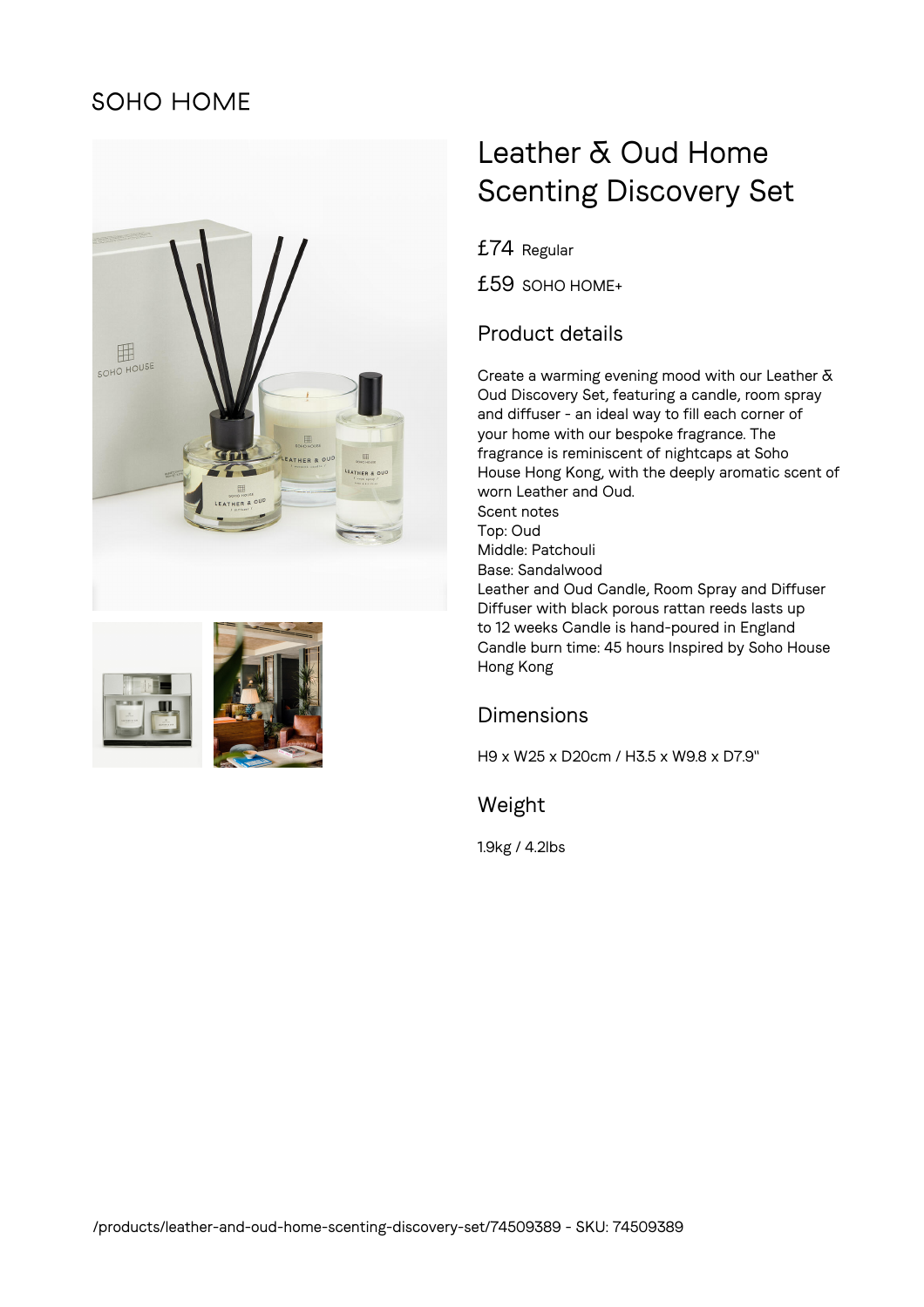SOHO HOME

# Leather & Oud Home Scenting Discovery Set

£74 Regular

£59 SOHO HOME+

## Product details

Create a warming evening mood with our Leather & Oud Discovery Set, featuring a candle, room spray and diffuser - an ideal way to fill each corner of your home with our bespoke fragrance. The fragrance is reminiscent of nightcaps at Soho House Hong Kong, with the deeply aromatic scent of worn Leather and Oud.
Scent notes
Top: Oud
Middle: Patchouli
Base: Sandalwood
Leather and Oud Candle, Room Spray and Diffuser
Diffuser with black porous rattan reeds lasts up to 12 weeks Candle is hand-poured in England
Candle burn time: 45 hours Inspired by Soho House Hong Kong

## Dimensions

H9 x W25 x D20cm / H3.5 x W9.8 x D7.9"

## Weight

1.9kg / 4.2lbs

/products/leather-and-oud-home-scenting-discovery-set/74509389 - SKU: 74509389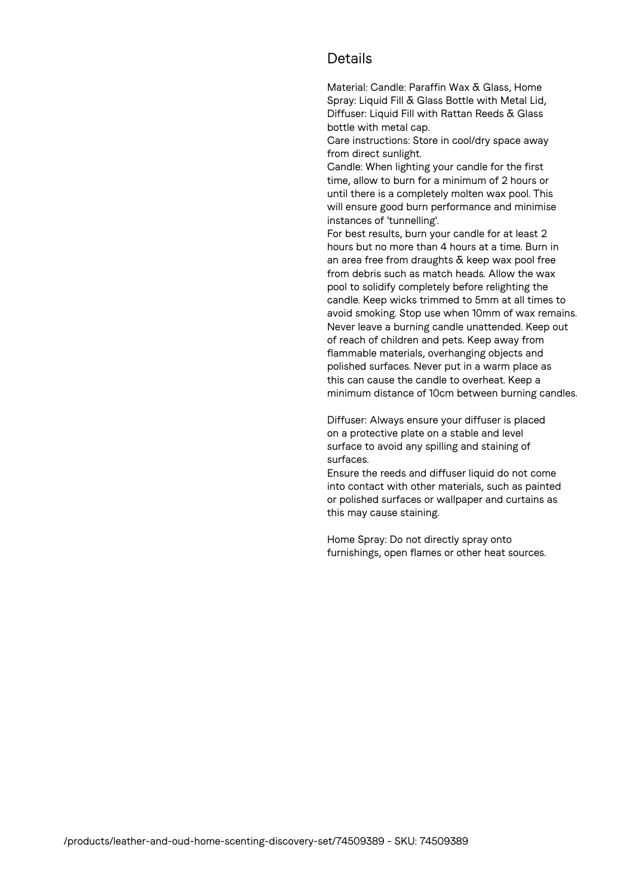## Details

Material: Candle: Paraffin Wax & Glass, Home Spray: Liquid Fill & Glass Bottle with Metal Lid, Diffuser: Liquid Fill with Rattan Reeds & Glass bottle with metal cap.
Care instructions: Store in cool/dry space away from direct sunlight.
Candle: When lighting your candle for the first time, allow to burn for a minimum of 2 hours or until there is a completely molten wax pool. This will ensure good burn performance and minimise instances of 'tunnelling'.
For best results, burn your candle for at least 2 hours but no more than 4 hours at a time. Burn in an area free from draughts & keep wax pool free from debris such as match heads. Allow the wax pool to solidify completely before relighting the candle. Keep wicks trimmed to 5mm at all times to avoid smoking. Stop use when 10mm of wax remains. Never leave a burning candle unattended. Keep out of reach of children and pets. Keep away from flammable materials, overhanging objects and polished surfaces. Never put in a warm place as this can cause the candle to overheat. Keep a minimum distance of 10cm between burning candles.

Diffuser: Always ensure your diffuser is placed on a protective plate on a stable and level surface to avoid any spilling and staining of surfaces.
Ensure the reeds and diffuser liquid do not come into contact with other materials, such as painted or polished surfaces or wallpaper and curtains as this may cause staining.

Home Spray: Do not directly spray onto furnishings, open flames or other heat sources.

/products/leather-and-oud-home-scenting-discovery-set/74509389 - SKU: 74509389